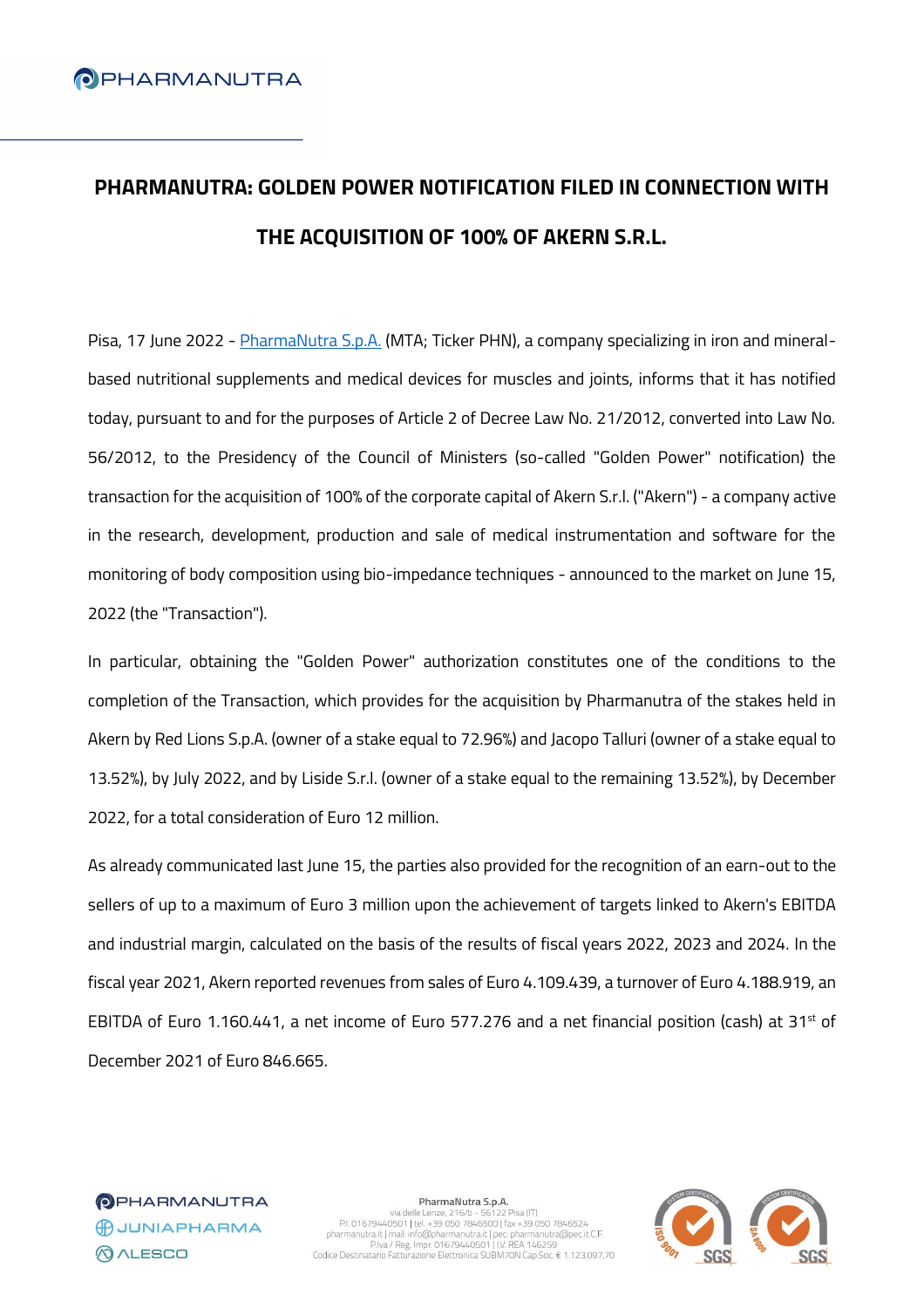# PHARMANUTRA: GOLDEN POWER NOTIFICATION FILED IN CONNECTION WITH THE ACQUISITION OF 100% OF AKERN S.R.L.

Pisa, 17 June 2022 - PharmaNutra S.p.A. (MTA; Ticker PHN), a company specializing in iron and mineral-based nutritional supplements and medical devices for muscles and joints, informs that it has notified today, pursuant to and for the purposes of Article 2 of Decree Law No. 21/2012, converted into Law No. 56/2012, to the Presidency of the Council of Ministers (so-called "Golden Power" notification) the transaction for the acquisition of 100% of the corporate capital of Akern S.r.l. ("Akern") - a company active in the research, development, production and sale of medical instrumentation and software for the monitoring of body composition using bio-impedance techniques - announced to the market on June 15, 2022 (the "Transaction").

In particular, obtaining the "Golden Power" authorization constitutes one of the conditions to the completion of the Transaction, which provides for the acquisition by Pharmanutra of the stakes held in Akern by Red Lions S.p.A. (owner of a stake equal to 72.96%) and Jacopo Talluri (owner of a stake equal to 13.52%), by July 2022, and by Liside S.r.l. (owner of a stake equal to the remaining 13.52%), by December 2022, for a total consideration of Euro 12 million.

As already communicated last June 15, the parties also provided for the recognition of an earn-out to the sellers of up to a maximum of Euro 3 million upon the achievement of targets linked to Akern's EBITDA and industrial margin, calculated on the basis of the results of fiscal years 2022, 2023 and 2024. In the fiscal year 2021, Akern reported revenues from sales of Euro 4.109.439, a turnover of Euro 4.188.919, an EBITDA of Euro 1.160.441, a net income of Euro 577.276 and a net financial position (cash) at 31st of December 2021 of Euro 846.665.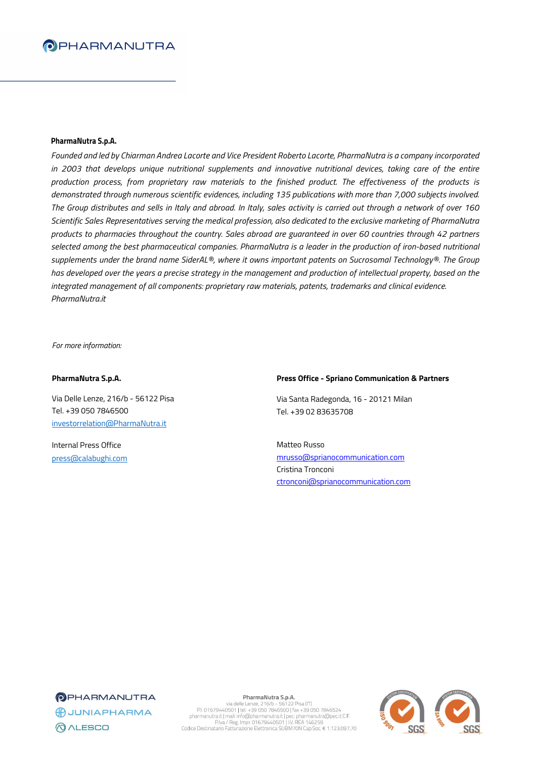**PharmaNutra S.p.A.**

*Founded and led by Chairman Andrea Lacorte and Vice President Roberto Lacorte, PharmaNutra is a company incorporated in 2003 that develops unique nutritional supplements and innovative nutritional devices, taking care of the entire production process, from proprietary raw materials to the finished product. The effectiveness of the products is demonstrated through numerous scientific evidences, including 135 publications with more than 7,000 subjects involved. The Group distributes and sells in Italy and abroad. In Italy, sales activity is carried out through a network of over 160 Scientific Sales Representatives serving the medical profession, also dedicated to the exclusive marketing of PharmaNutra products to pharmacies throughout the country. Sales abroad are guaranteed in over 60 countries through 42 partners selected among the best pharmaceutical companies. PharmaNutra is a leader in the production of iron-based nutritional supplements under the brand name SiderAL®, where it owns important patents on Sucrosomal Technology®. The Group has developed over the years a precise strategy in the management and production of intellectual property, based on the integrated management of all components: proprietary raw materials, patents, trademarks and clinical evidence.*
*PharmaNutra.it*

*For more information:*

**PharmaNutra S.p.A.**

Via Delle Lenze, 216/b - 56122 Pisa
Tel. +39 050 7846500
investorrelation@PharmaNutra.it

Internal Press Office
press@calabughi.com

**Press Office - Spriano Communication & Partners**

Via Santa Radegonda, 16 - 20121 Milan
Tel. +39 02 83635708

Matteo Russo
mrusso@sprianocommunication.com
Cristina Tronconi
ctronconi@sprianocommunication.com